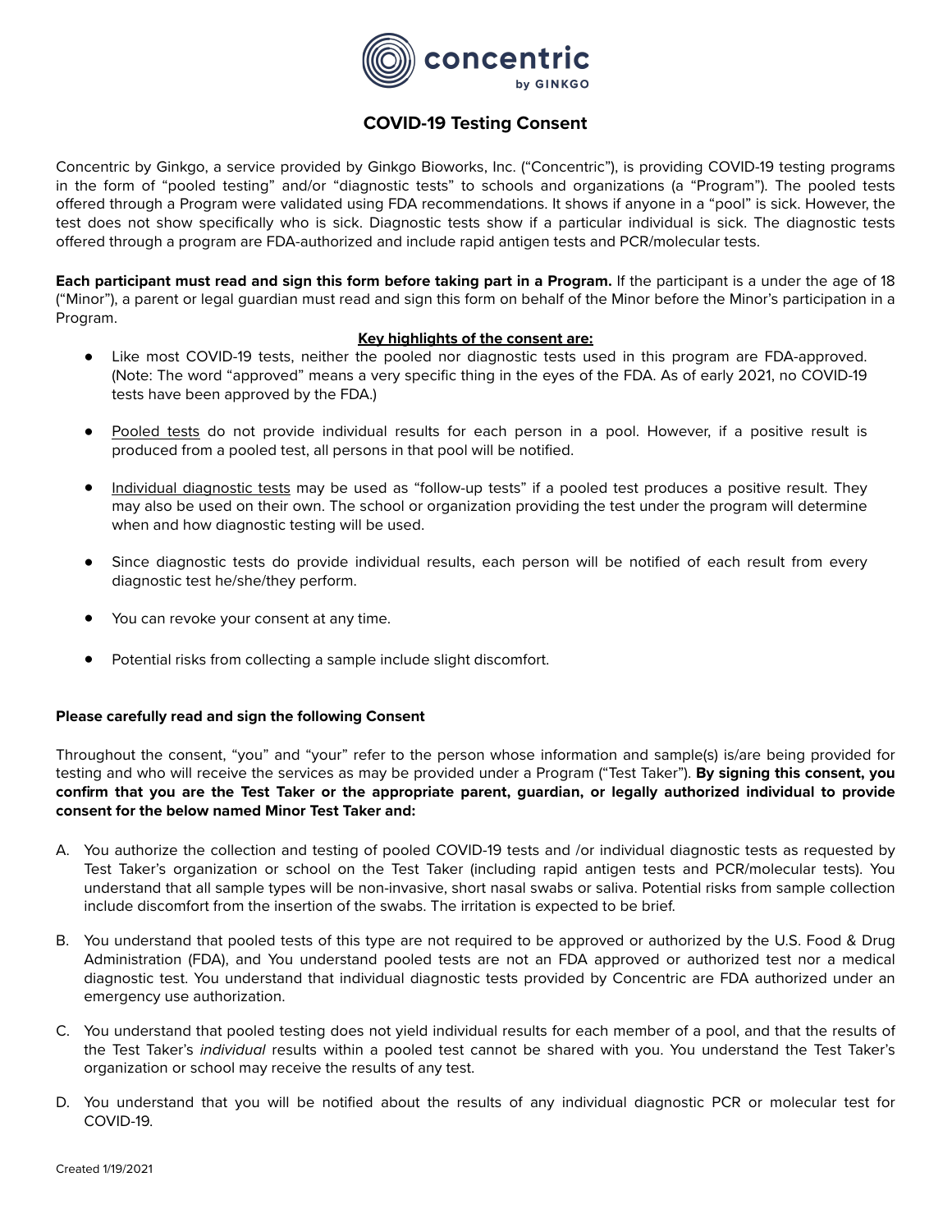# COVID-19 Testing Consent

Concentric by Ginkgo, a service provided by Ginkgo Bioworks, Inc. ("Concentric"), is providing COVID-19 testing programs in the form of "pooled testing" and/or "diagnostic tests" to schools and organizations (a "Program"). The pooled tests offered through a Program were validated using FDA recommendations. It shows if anyone in a "pool" is sick. However, the test does not show specifically who is sick. Diagnostic tests show if a particular individual is sick. The diagnostic tests offered through a program are FDA-authorized and include rapid antigen tests and PCR/molecular tests.

**Each participant must read and sign this form before taking part in a Program.** If the participant is a under the age of 18 ("Minor"), a parent or legal guardian must read and sign this form on behalf of the Minor before the Minor's participation in a Program.

**Key highlights of the consent are:**

- Like most COVID-19 tests, neither the pooled nor diagnostic tests used in this program are FDA-approved. (Note: The word "approved" means a very specific thing in the eyes of the FDA. As of early 2021, no COVID-19 tests have been approved by the FDA.)
- Pooled tests do not provide individual results for each person in a pool. However, if a positive result is produced from a pooled test, all persons in that pool will be notified.
- Individual diagnostic tests may be used as "follow-up tests" if a pooled test produces a positive result. They may also be used on their own. The school or organization providing the test under the program will determine when and how diagnostic testing will be used.
- Since diagnostic tests do provide individual results, each person will be notified of each result from every diagnostic test he/she/they perform.
- You can revoke your consent at any time.
- Potential risks from collecting a sample include slight discomfort.

**Please carefully read and sign the following Consent**

Throughout the consent, "you" and "your" refer to the person whose information and sample(s) is/are being provided for testing and who will receive the services as may be provided under a Program ("Test Taker"). **By signing this consent, you confirm that you are the Test Taker or the appropriate parent, guardian, or legally authorized individual to provide consent for the below named Minor Test Taker and:**

A. You authorize the collection and testing of pooled COVID-19 tests and /or individual diagnostic tests as requested by Test Taker's organization or school on the Test Taker (including rapid antigen tests and PCR/molecular tests). You understand that all sample types will be non-invasive, short nasal swabs or saliva. Potential risks from sample collection include discomfort from the insertion of the swabs. The irritation is expected to be brief.

B. You understand that pooled tests of this type are not required to be approved or authorized by the U.S. Food & Drug Administration (FDA), and You understand pooled tests are not an FDA approved or authorized test nor a medical diagnostic test. You understand that individual diagnostic tests provided by Concentric are FDA authorized under an emergency use authorization.

C. You understand that pooled testing does not yield individual results for each member of a pool, and that the results of the Test Taker's *individual* results within a pooled test cannot be shared with you. You understand the Test Taker's organization or school may receive the results of any test.

D. You understand that you will be notified about the results of any individual diagnostic PCR or molecular test for COVID-19.

Created 1/19/2021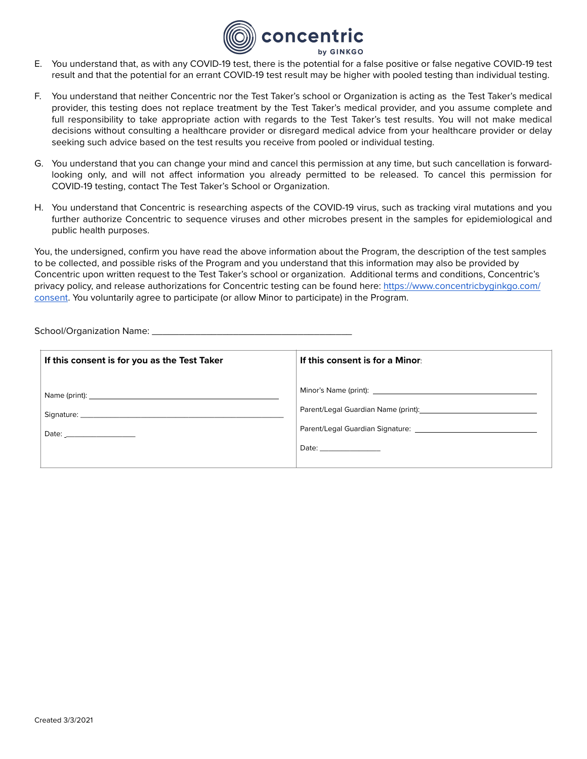E. You understand that, as with any COVID-19 test, there is the potential for a false positive or false negative COVID-19 test result and that the potential for an errant COVID-19 test result may be higher with pooled testing than individual testing.

F. You understand that neither Concentric nor the Test Taker's school or Organization is acting as the Test Taker's medical provider, this testing does not replace treatment by the Test Taker's medical provider, and you assume complete and full responsibility to take appropriate action with regards to the Test Taker's test results. You will not make medical decisions without consulting a healthcare provider or disregard medical advice from your healthcare provider or delay seeking such advice based on the test results you receive from pooled or individual testing.

G. You understand that you can change your mind and cancel this permission at any time, but such cancellation is forward-looking only, and will not affect information you already permitted to be released. To cancel this permission for COVID-19 testing, contact The Test Taker's School or Organization.

H. You understand that Concentric is researching aspects of the COVID-19 virus, such as tracking viral mutations and you further authorize Concentric to sequence viruses and other microbes present in the samples for epidemiological and public health purposes.

You, the undersigned, confirm you have read the above information about the Program, the description of the test samples to be collected, and possible risks of the Program and you understand that this information may also be provided by Concentric upon written request to the Test Taker's school or organization. Additional terms and conditions, Concentric's privacy policy, and release authorizations for Concentric testing can be found here: [https://www.concentricbyginkgo.com/consent](https://www.concentricbyginkgo.com/consent). You voluntarily agree to participate (or allow Minor to participate) in the Program.

School/Organization Name: ________________________________________

| **If this consent is for you as the Test Taker** | **If this consent is for a Minor**: |
|---|---|
| Name (print): ________________________________ | Minor's Name (print): ________________________________ |
| Signature: ________________________________ | Parent/Legal Guardian Name (print): ________________________________ |
| Date: ________________ | Parent/Legal Guardian Signature: ________________________________ |
| | Date: ________________ |

Created 3/3/2021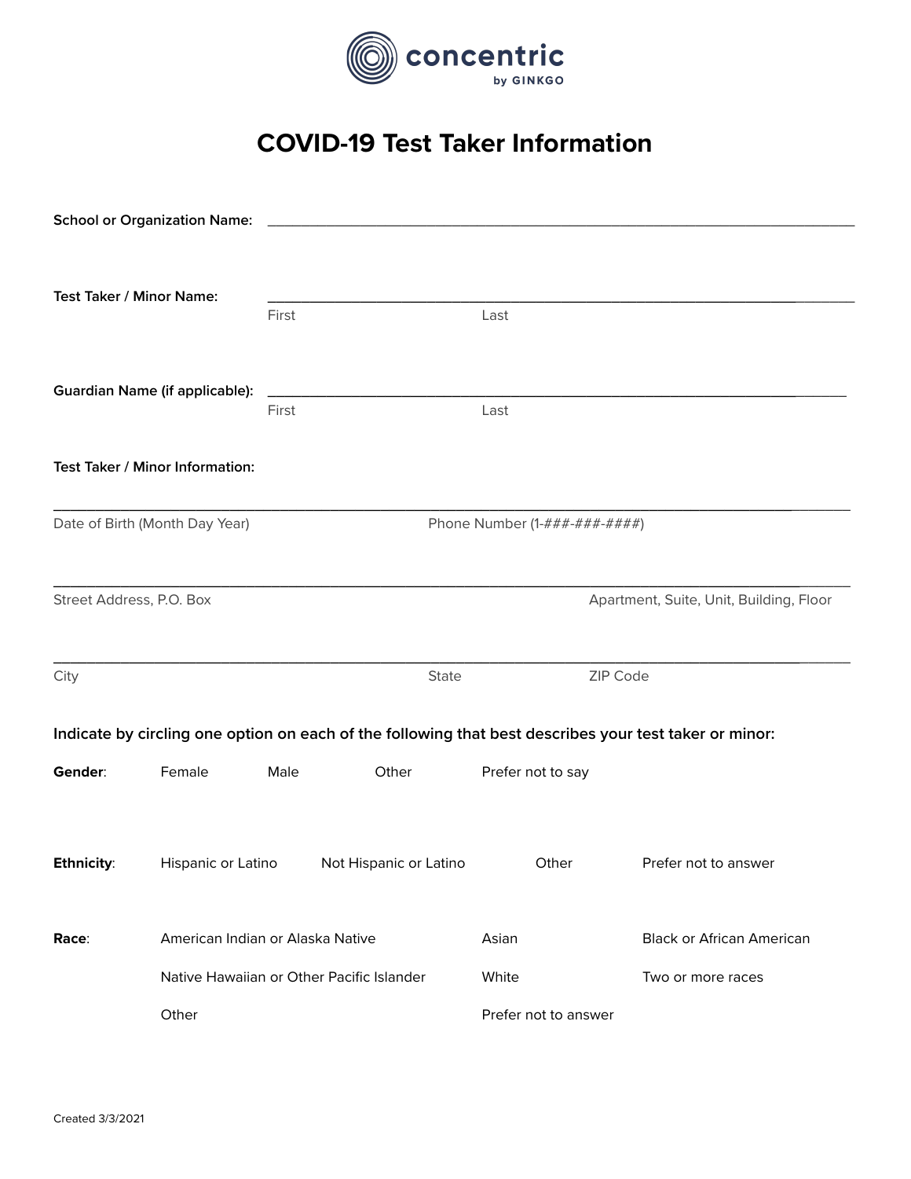concentric by GINKGO

# COVID-19 Test Taker Information

**School or Organization Name:** ____________________________________________

**Test Taker / Minor Name:** ____________________________________________

First Last

**Guardian Name (if applicable):** ____________________________________________

First Last

**Test Taker / Minor Information:**

____________________________________________

Date of Birth (Month Day Year) Phone Number (1-###-###-####)

____________________________________________

Street Address, P.O. Box Apartment, Suite, Unit, Building, Floor

____________________________________________

City State ZIP Code

**Indicate by circling one option on each of the following that best describes your test taker or minor:**

**Gender**: Female Male Other Prefer not to say

**Ethnicity**: Hispanic or Latino Not Hispanic or Latino Other Prefer not to answer

**Race**: American Indian or Alaska Native Asian Black or African American

Native Hawaiian or Other Pacific Islander White Two or more races

Other Prefer not to answer

Created 3/3/2021